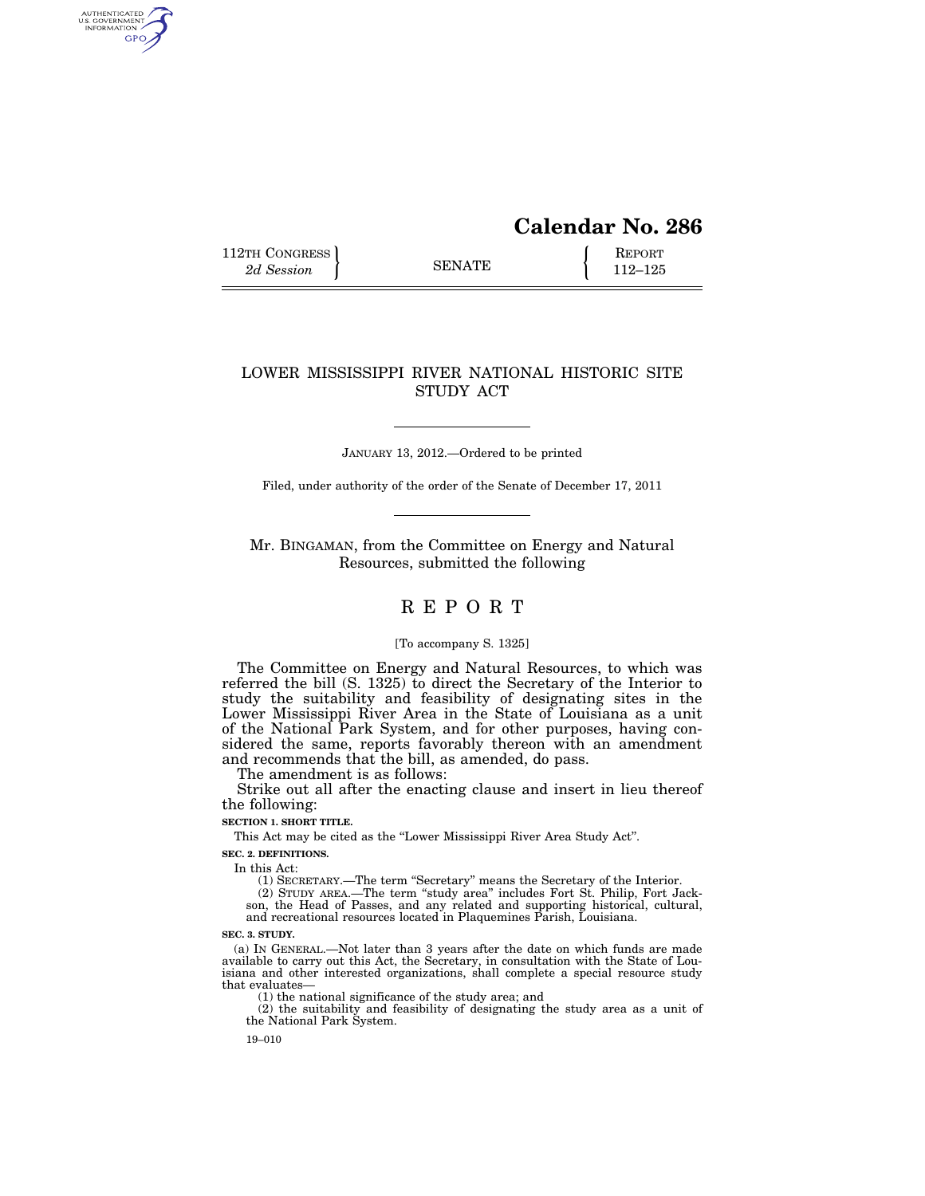**Calendar No. 286**

112TH CONGRESS
*2d Session*

SENATE

REPORT
112–125

# LOWER MISSISSIPPI RIVER NATIONAL HISTORIC SITE STUDY ACT

JANUARY 13, 2012.—Ordered to be printed

Filed, under authority of the order of the Senate of December 17, 2011

Mr. BINGAMAN, from the Committee on Energy and Natural Resources, submitted the following

# REPORT

[To accompany S. 1325]

The Committee on Energy and Natural Resources, to which was referred the bill (S. 1325) to direct the Secretary of the Interior to study the suitability and feasibility of designating sites in the Lower Mississippi River Area in the State of Louisiana as a unit of the National Park System, and for other purposes, having considered the same, reports favorably thereon with an amendment and recommends that the bill, as amended, do pass.

The amendment is as follows:

Strike out all after the enacting clause and insert in lieu thereof the following:

**SECTION 1. SHORT TITLE.**

This Act may be cited as the "Lower Mississippi River Area Study Act".

**SEC. 2. DEFINITIONS.**

In this Act:

(1) SECRETARY.—The term "Secretary" means the Secretary of the Interior.

(2) STUDY AREA.—The term "study area" includes Fort St. Philip, Fort Jackson, the Head of Passes, and any related and supporting historical, cultural, and recreational resources located in Plaquemines Parish, Louisiana.

**SEC. 3. STUDY.**

(a) IN GENERAL.—Not later than 3 years after the date on which funds are made available to carry out this Act, the Secretary, in consultation with the State of Louisiana and other interested organizations, shall complete a special resource study that evaluates—

(1) the national significance of the study area; and

(2) the suitability and feasibility of designating the study area as a unit of the National Park System.

19–010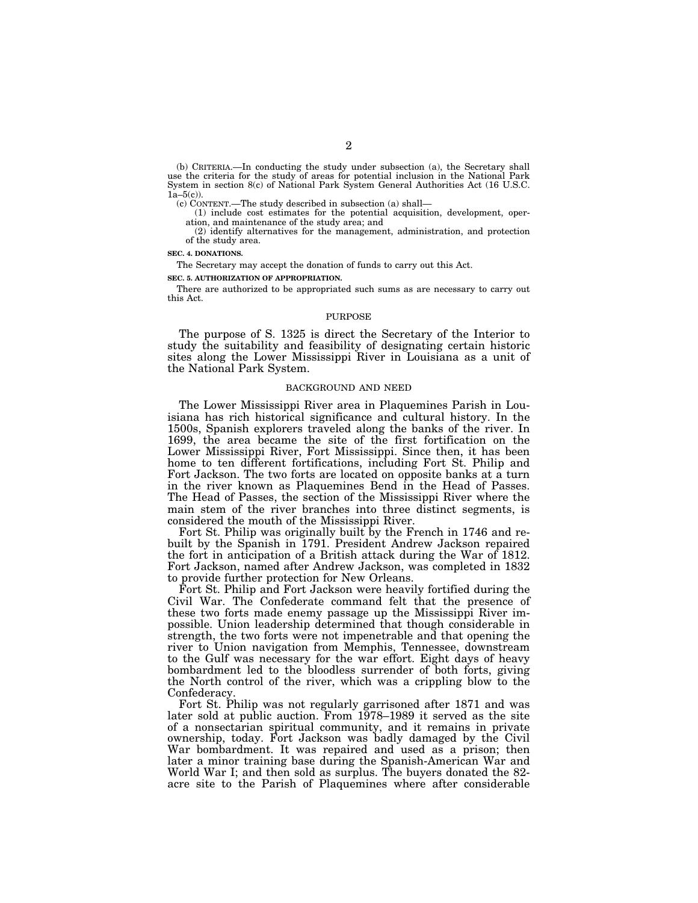(b) CRITERIA.—In conducting the study under subsection (a), the Secretary shall use the criteria for the study of areas for potential inclusion in the National Park System in section 8(c) of National Park System General Authorities Act (16 U.S.C. 1a–5(c)).

(c) CONTENT.—The study described in subsection (a) shall—

(1) include cost estimates for the potential acquisition, development, operation, and maintenance of the study area; and

(2) identify alternatives for the management, administration, and protection of the study area.

**SEC. 4. DONATIONS.**

The Secretary may accept the donation of funds to carry out this Act.

**SEC. 5. AUTHORIZATION OF APPROPRIATION.**

There are authorized to be appropriated such sums as are necessary to carry out this Act.

## PURPOSE

The purpose of S. 1325 is direct the Secretary of the Interior to study the suitability and feasibility of designating certain historic sites along the Lower Mississippi River in Louisiana as a unit of the National Park System.

## BACKGROUND AND NEED

The Lower Mississippi River area in Plaquemines Parish in Louisiana has rich historical significance and cultural history. In the 1500s, Spanish explorers traveled along the banks of the river. In 1699, the area became the site of the first fortification on the Lower Mississippi River, Fort Mississippi. Since then, it has been home to ten different fortifications, including Fort St. Philip and Fort Jackson. The two forts are located on opposite banks at a turn in the river known as Plaquemines Bend in the Head of Passes. The Head of Passes, the section of the Mississippi River where the main stem of the river branches into three distinct segments, is considered the mouth of the Mississippi River.

Fort St. Philip was originally built by the French in 1746 and rebuilt by the Spanish in 1791. President Andrew Jackson repaired the fort in anticipation of a British attack during the War of 1812. Fort Jackson, named after Andrew Jackson, was completed in 1832 to provide further protection for New Orleans.

Fort St. Philip and Fort Jackson were heavily fortified during the Civil War. The Confederate command felt that the presence of these two forts made enemy passage up the Mississippi River impossible. Union leadership determined that though considerable in strength, the two forts were not impenetrable and that opening the river to Union navigation from Memphis, Tennessee, downstream to the Gulf was necessary for the war effort. Eight days of heavy bombardment led to the bloodless surrender of both forts, giving the North control of the river, which was a crippling blow to the Confederacy.

Fort St. Philip was not regularly garrisoned after 1871 and was later sold at public auction. From 1978–1989 it served as the site of a nonsectarian spiritual community, and it remains in private ownership, today. Fort Jackson was badly damaged by the Civil War bombardment. It was repaired and used as a prison; then later a minor training base during the Spanish-American War and World War I; and then sold as surplus. The buyers donated the 82-acre site to the Parish of Plaquemines where after considerable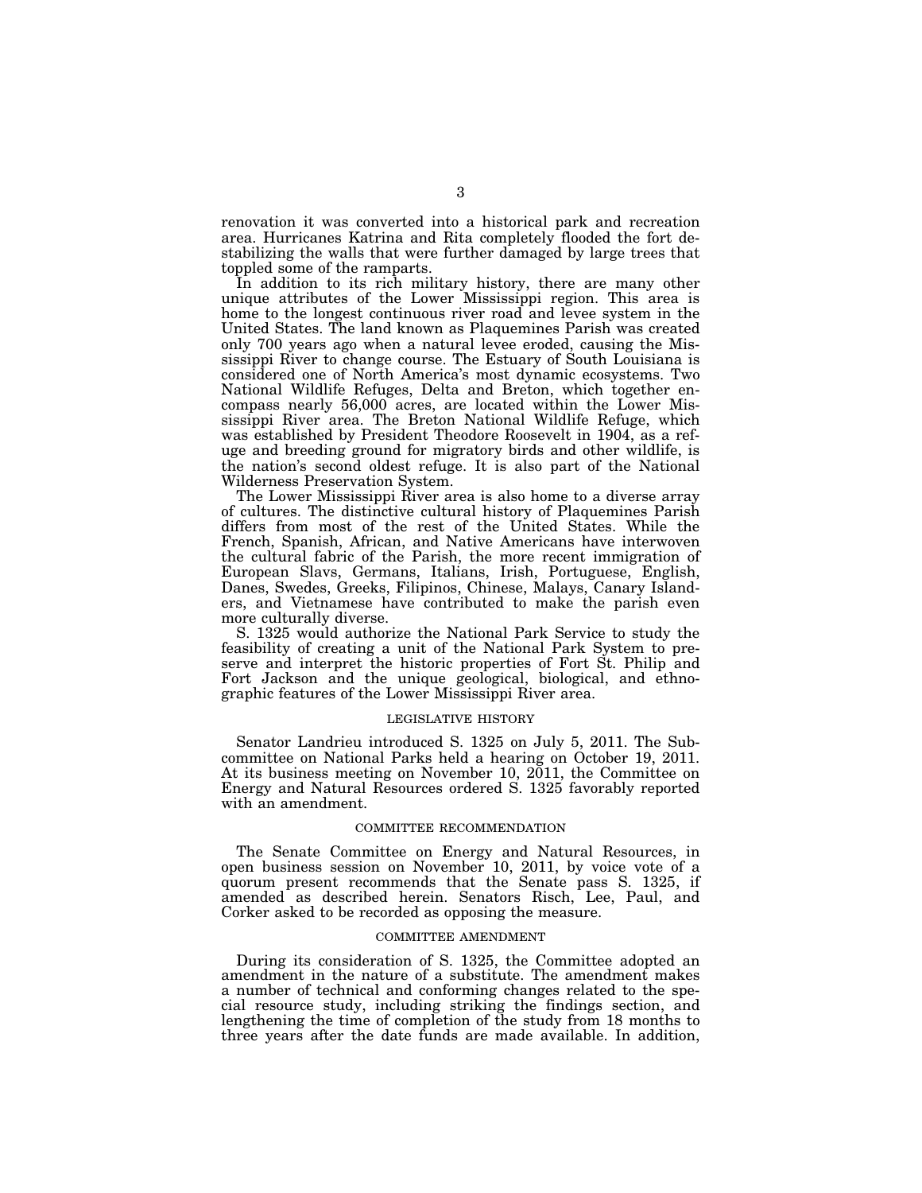renovation it was converted into a historical park and recreation area. Hurricanes Katrina and Rita completely flooded the fort destabilizing the walls that were further damaged by large trees that toppled some of the ramparts.

In addition to its rich military history, there are many other unique attributes of the Lower Mississippi region. This area is home to the longest continuous river road and levee system in the United States. The land known as Plaquemines Parish was created only 700 years ago when a natural levee eroded, causing the Mississippi River to change course. The Estuary of South Louisiana is considered one of North America's most dynamic ecosystems. Two National Wildlife Refuges, Delta and Breton, which together encompass nearly 56,000 acres, are located within the Lower Mississippi River area. The Breton National Wildlife Refuge, which was established by President Theodore Roosevelt in 1904, as a refuge and breeding ground for migratory birds and other wildlife, is the nation's second oldest refuge. It is also part of the National Wilderness Preservation System.

The Lower Mississippi River area is also home to a diverse array of cultures. The distinctive cultural history of Plaquemines Parish differs from most of the rest of the United States. While the French, Spanish, African, and Native Americans have interwoven the cultural fabric of the Parish, the more recent immigration of European Slavs, Germans, Italians, Irish, Portuguese, English, Danes, Swedes, Greeks, Filipinos, Chinese, Malays, Canary Islanders, and Vietnamese have contributed to make the parish even more culturally diverse.

S. 1325 would authorize the National Park Service to study the feasibility of creating a unit of the National Park System to preserve and interpret the historic properties of Fort St. Philip and Fort Jackson and the unique geological, biological, and ethnographic features of the Lower Mississippi River area.

## LEGISLATIVE HISTORY

Senator Landrieu introduced S. 1325 on July 5, 2011. The Subcommittee on National Parks held a hearing on October 19, 2011. At its business meeting on November 10, 2011, the Committee on Energy and Natural Resources ordered S. 1325 favorably reported with an amendment.

## COMMITTEE RECOMMENDATION

The Senate Committee on Energy and Natural Resources, in open business session on November 10, 2011, by voice vote of a quorum present recommends that the Senate pass S. 1325, if amended as described herein. Senators Risch, Lee, Paul, and Corker asked to be recorded as opposing the measure.

## COMMITTEE AMENDMENT

During its consideration of S. 1325, the Committee adopted an amendment in the nature of a substitute. The amendment makes a number of technical and conforming changes related to the special resource study, including striking the findings section, and lengthening the time of completion of the study from 18 months to three years after the date funds are made available. In addition,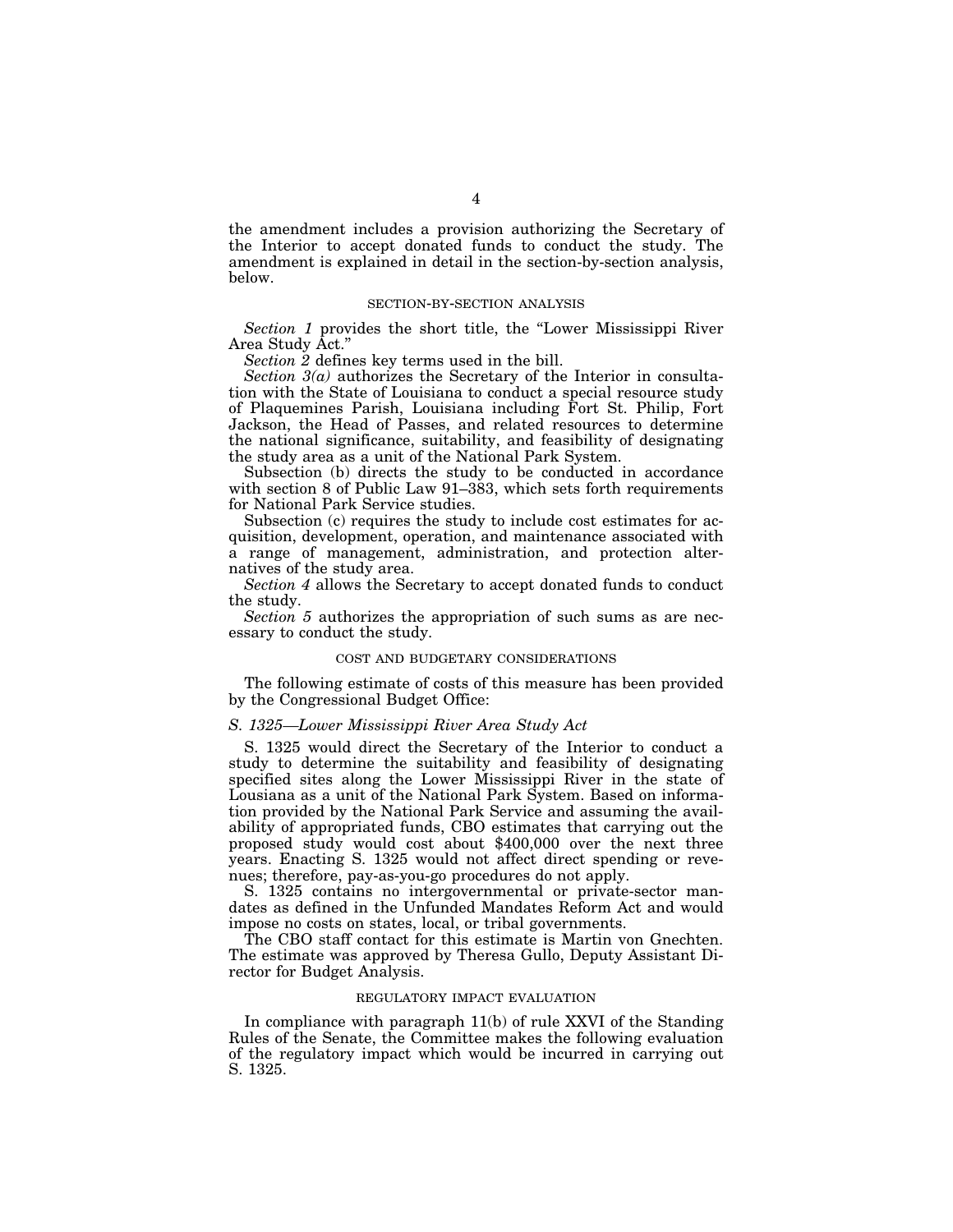the amendment includes a provision authorizing the Secretary of the Interior to accept donated funds to conduct the study. The amendment is explained in detail in the section-by-section analysis, below.

## SECTION-BY-SECTION ANALYSIS

*Section 1* provides the short title, the "Lower Mississippi River Area Study Act."

*Section 2* defines key terms used in the bill.

*Section 3(a)* authorizes the Secretary of the Interior in consultation with the State of Louisiana to conduct a special resource study of Plaquemines Parish, Louisiana including Fort St. Philip, Fort Jackson, the Head of Passes, and related resources to determine the national significance, suitability, and feasibility of designating the study area as a unit of the National Park System.

Subsection (b) directs the study to be conducted in accordance with section 8 of Public Law 91–383, which sets forth requirements for National Park Service studies.

Subsection (c) requires the study to include cost estimates for acquisition, development, operation, and maintenance associated with a range of management, administration, and protection alternatives of the study area.

*Section 4* allows the Secretary to accept donated funds to conduct the study.

*Section 5* authorizes the appropriation of such sums as are necessary to conduct the study.

## COST AND BUDGETARY CONSIDERATIONS

The following estimate of costs of this measure has been provided by the Congressional Budget Office:

### *S. 1325—Lower Mississippi River Area Study Act*

S. 1325 would direct the Secretary of the Interior to conduct a study to determine the suitability and feasibility of designating specified sites along the Lower Mississippi River in the state of Lousiana as a unit of the National Park System. Based on information provided by the National Park Service and assuming the availability of appropriated funds, CBO estimates that carrying out the proposed study would cost about $400,000 over the next three years. Enacting S. 1325 would not affect direct spending or revenues; therefore, pay-as-you-go procedures do not apply.

S. 1325 contains no intergovernmental or private-sector mandates as defined in the Unfunded Mandates Reform Act and would impose no costs on states, local, or tribal governments.

The CBO staff contact for this estimate is Martin von Gnechten. The estimate was approved by Theresa Gullo, Deputy Assistant Director for Budget Analysis.

## REGULATORY IMPACT EVALUATION

In compliance with paragraph 11(b) of rule XXVI of the Standing Rules of the Senate, the Committee makes the following evaluation of the regulatory impact which would be incurred in carrying out S. 1325.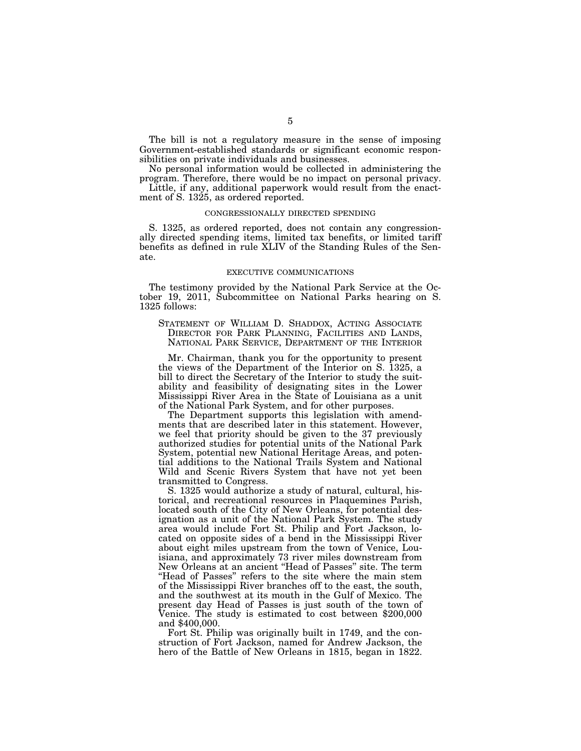The bill is not a regulatory measure in the sense of imposing Government-established standards or significant economic responsibilities on private individuals and businesses.

No personal information would be collected in administering the program. Therefore, there would be no impact on personal privacy.

Little, if any, additional paperwork would result from the enactment of S. 1325, as ordered reported.

## CONGRESSIONALLY DIRECTED SPENDING

S. 1325, as ordered reported, does not contain any congressionally directed spending items, limited tax benefits, or limited tariff benefits as defined in rule XLIV of the Standing Rules of the Senate.

## EXECUTIVE COMMUNICATIONS

The testimony provided by the National Park Service at the October 19, 2011, Subcommittee on National Parks hearing on S. 1325 follows:

### STATEMENT OF WILLIAM D. SHADDOX, ACTING ASSOCIATE DIRECTOR FOR PARK PLANNING, FACILITIES AND LANDS, NATIONAL PARK SERVICE, DEPARTMENT OF THE INTERIOR

Mr. Chairman, thank you for the opportunity to present the views of the Department of the Interior on S. 1325, a bill to direct the Secretary of the Interior to study the suitability and feasibility of designating sites in the Lower Mississippi River Area in the State of Louisiana as a unit of the National Park System, and for other purposes.

The Department supports this legislation with amendments that are described later in this statement. However, we feel that priority should be given to the 37 previously authorized studies for potential units of the National Park System, potential new National Heritage Areas, and potential additions to the National Trails System and National Wild and Scenic Rivers System that have not yet been transmitted to Congress.

S. 1325 would authorize a study of natural, cultural, historical, and recreational resources in Plaquemines Parish, located south of the City of New Orleans, for potential designation as a unit of the National Park System. The study area would include Fort St. Philip and Fort Jackson, located on opposite sides of a bend in the Mississippi River about eight miles upstream from the town of Venice, Louisiana, and approximately 73 river miles downstream from New Orleans at an ancient "Head of Passes" site. The term "Head of Passes" refers to the site where the main stem of the Mississippi River branches off to the east, the south, and the southwest at its mouth in the Gulf of Mexico. The present day Head of Passes is just south of the town of Venice. The study is estimated to cost between $200,000 and $400,000.

Fort St. Philip was originally built in 1749, and the construction of Fort Jackson, named for Andrew Jackson, the hero of the Battle of New Orleans in 1815, began in 1822.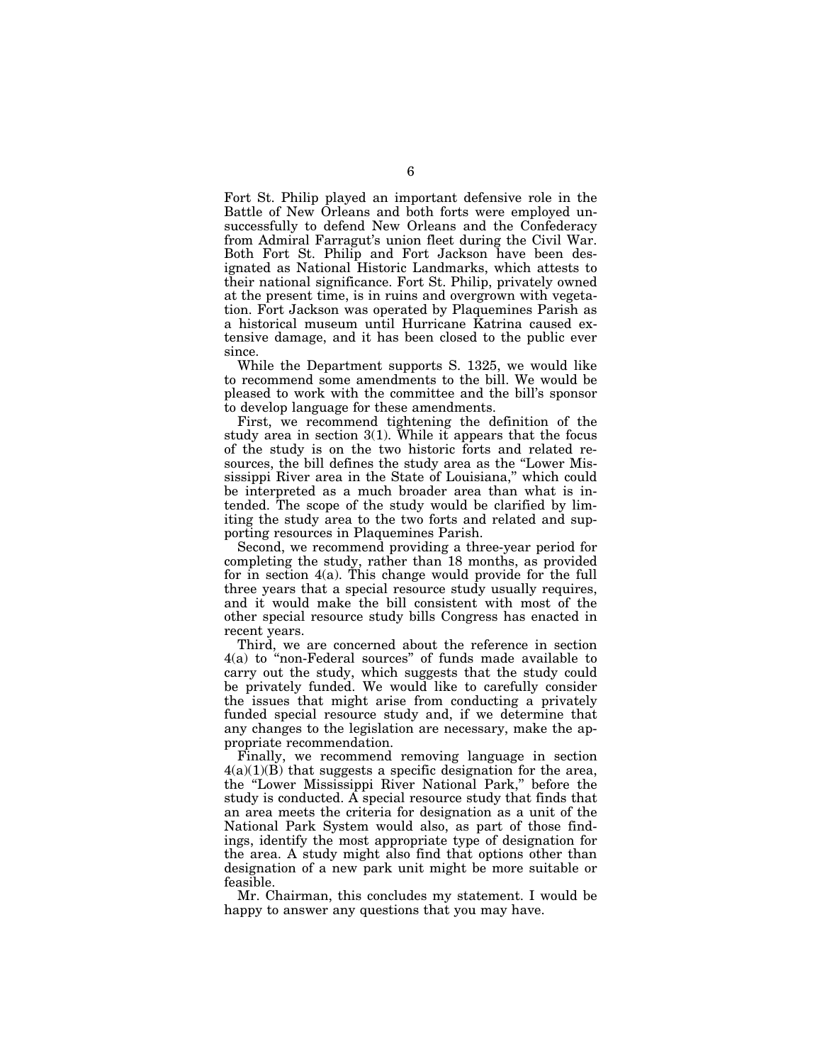Fort St. Philip played an important defensive role in the Battle of New Orleans and both forts were employed unsuccessfully to defend New Orleans and the Confederacy from Admiral Farragut's union fleet during the Civil War. Both Fort St. Philip and Fort Jackson have been designated as National Historic Landmarks, which attests to their national significance. Fort St. Philip, privately owned at the present time, is in ruins and overgrown with vegetation. Fort Jackson was operated by Plaquemines Parish as a historical museum until Hurricane Katrina caused extensive damage, and it has been closed to the public ever since.

While the Department supports S. 1325, we would like to recommend some amendments to the bill. We would be pleased to work with the committee and the bill's sponsor to develop language for these amendments.

First, we recommend tightening the definition of the study area in section 3(1). While it appears that the focus of the study is on the two historic forts and related resources, the bill defines the study area as the "Lower Mississippi River area in the State of Louisiana," which could be interpreted as a much broader area than what is intended. The scope of the study would be clarified by limiting the study area to the two forts and related and supporting resources in Plaquemines Parish.

Second, we recommend providing a three-year period for completing the study, rather than 18 months, as provided for in section 4(a). This change would provide for the full three years that a special resource study usually requires, and it would make the bill consistent with most of the other special resource study bills Congress has enacted in recent years.

Third, we are concerned about the reference in section 4(a) to "non-Federal sources" of funds made available to carry out the study, which suggests that the study could be privately funded. We would like to carefully consider the issues that might arise from conducting a privately funded special resource study and, if we determine that any changes to the legislation are necessary, make the appropriate recommendation.

Finally, we recommend removing language in section 4(a)(1)(B) that suggests a specific designation for the area, the "Lower Mississippi River National Park," before the study is conducted. A special resource study that finds that an area meets the criteria for designation as a unit of the National Park System would also, as part of those findings, identify the most appropriate type of designation for the area. A study might also find that options other than designation of a new park unit might be more suitable or feasible.

Mr. Chairman, this concludes my statement. I would be happy to answer any questions that you may have.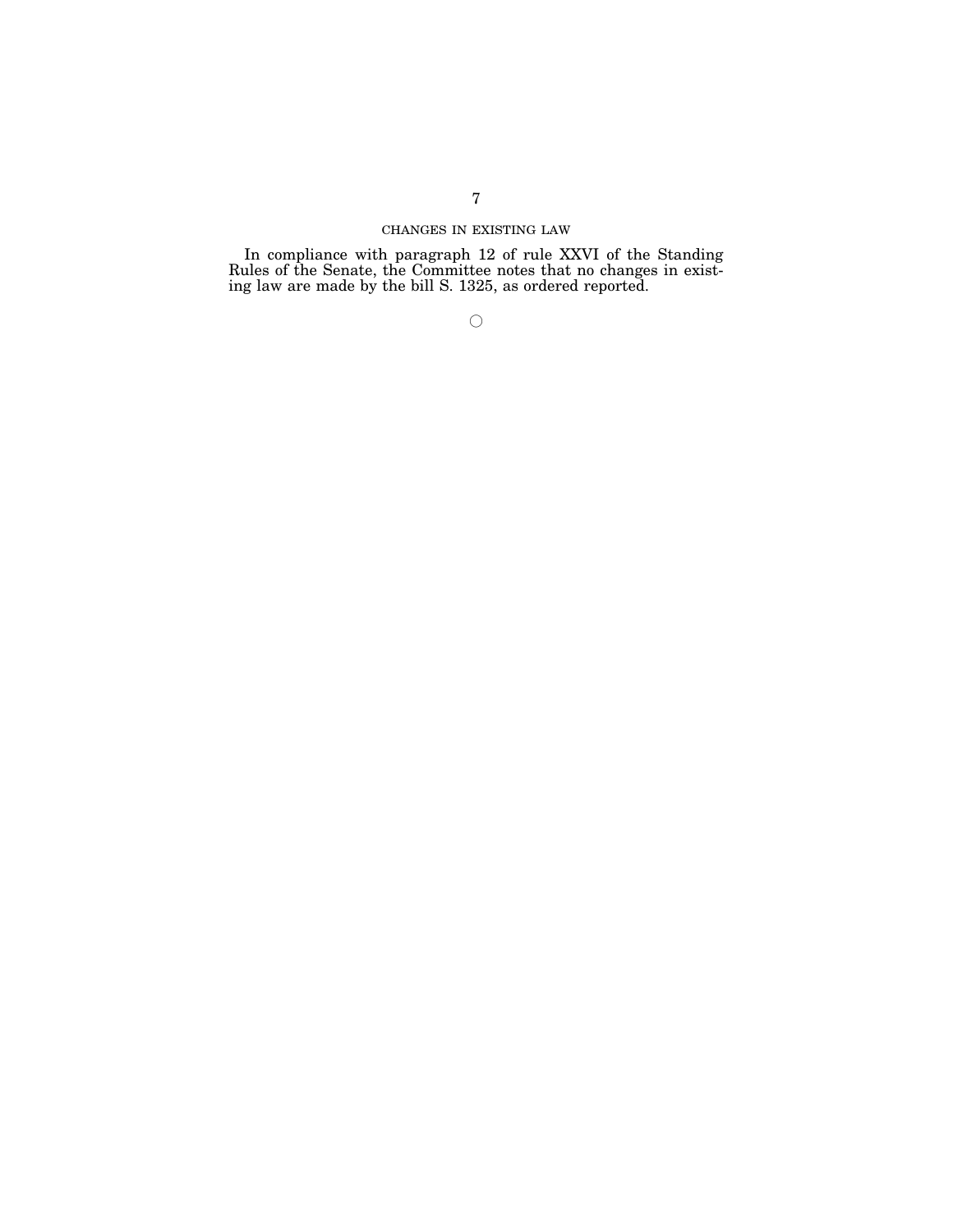## CHANGES IN EXISTING LAW

In compliance with paragraph 12 of rule XXVI of the Standing Rules of the Senate, the Committee notes that no changes in existing law are made by the bill S. 1325, as ordered reported.

○